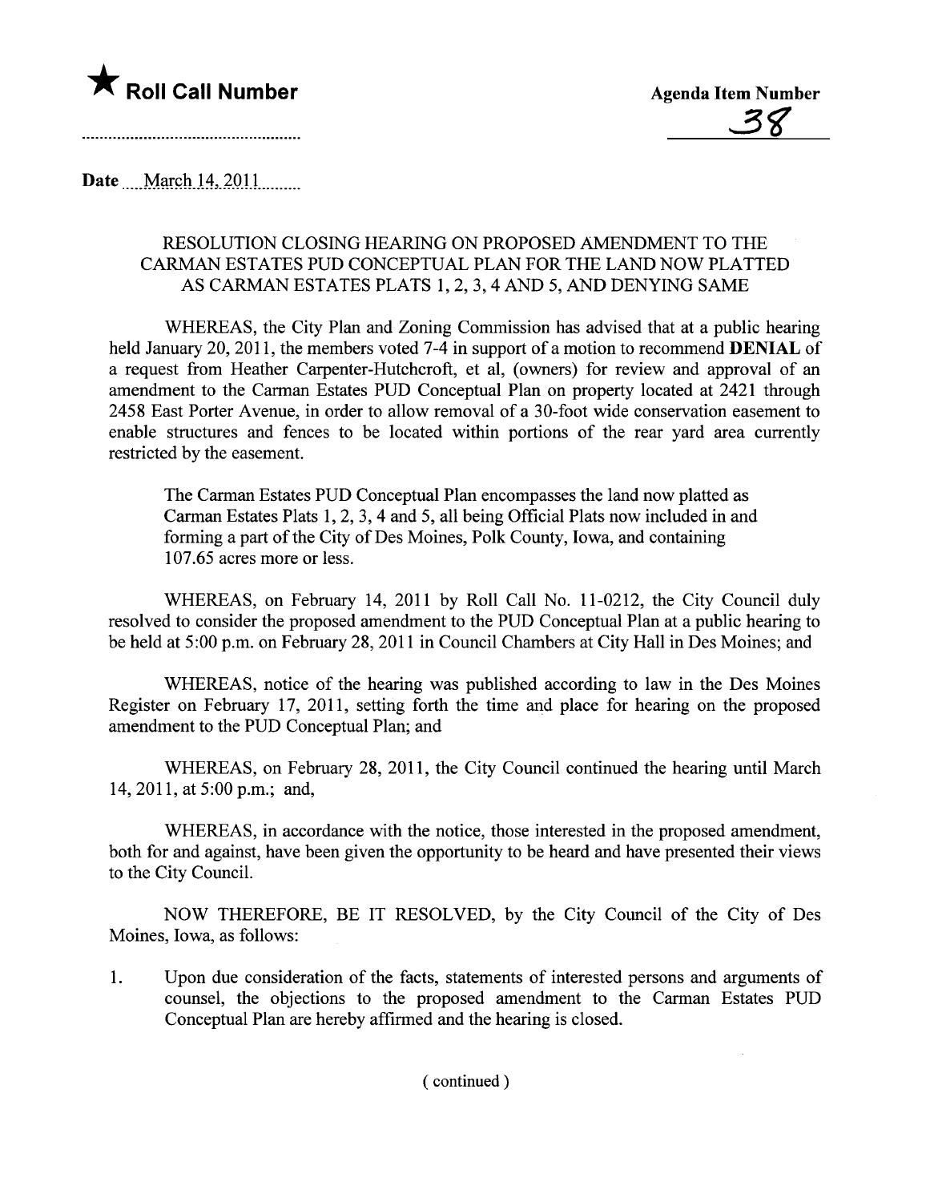★ **Roll Call Number**

**Agenda Item Number**

38

Date March 14, 2011

RESOLUTION CLOSING HEARING ON PROPOSED AMENDMENT TO THE CARMAN ESTATES PUD CONCEPTUAL PLAN FOR THE LAND NOW PLATTED AS CARMAN ESTATES PLATS 1, 2, 3, 4 AND 5, AND DENYING SAME

WHEREAS, the City Plan and Zoning Commission has advised that at a public hearing held January 20, 2011, the members voted 7-4 in support of a motion to recommend **DENIAL** of a request from Heather Carpenter-Hutchcroft, et al, (owners) for review and approval of an amendment to the Carman Estates PUD Conceptual Plan on property located at 2421 through 2458 East Porter Avenue, in order to allow removal of a 30-foot wide conservation easement to enable structures and fences to be located within portions of the rear yard area currently restricted by the easement.

The Carman Estates PUD Conceptual Plan encompasses the land now platted as Carman Estates Plats 1, 2, 3, 4 and 5, all being Official Plats now included in and forming a part of the City of Des Moines, Polk County, Iowa, and containing 107.65 acres more or less.

WHEREAS, on February 14, 2011 by Roll Call No. 11-0212, the City Council duly resolved to consider the proposed amendment to the PUD Conceptual Plan at a public hearing to be held at 5:00 p.m. on February 28, 2011 in Council Chambers at City Hall in Des Moines; and

WHEREAS, notice of the hearing was published according to law in the Des Moines Register on February 17, 2011, setting forth the time and place for hearing on the proposed amendment to the PUD Conceptual Plan; and

WHEREAS, on February 28, 2011, the City Council continued the hearing until March 14, 2011, at 5:00 p.m.; and,

WHEREAS, in accordance with the notice, those interested in the proposed amendment, both for and against, have been given the opportunity to be heard and have presented their views to the City Council.

NOW THEREFORE, BE IT RESOLVED, by the City Council of the City of Des Moines, Iowa, as follows:

1. Upon due consideration of the facts, statements of interested persons and arguments of counsel, the objections to the proposed amendment to the Carman Estates PUD Conceptual Plan are hereby affirmed and the hearing is closed.

( continued )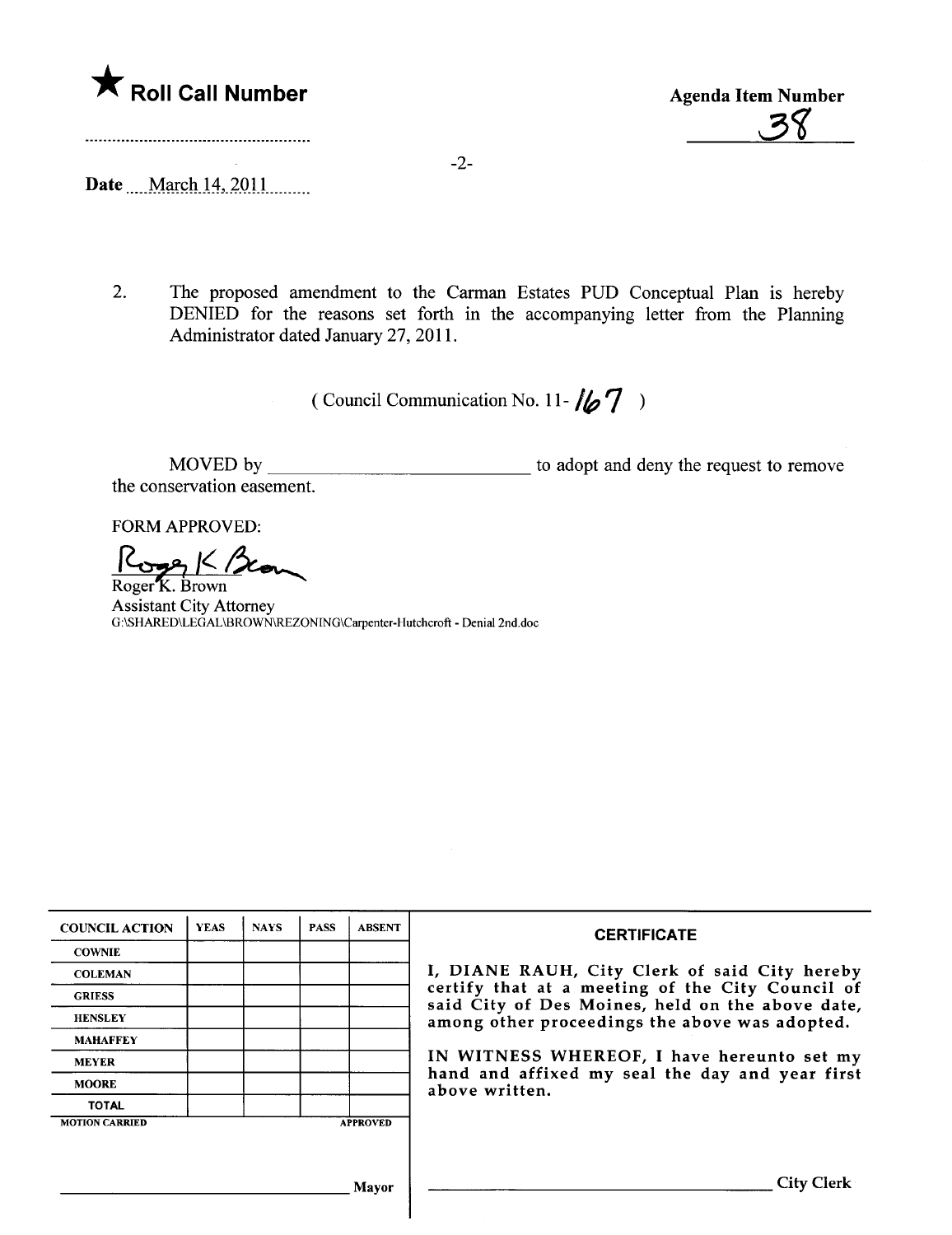★ **Roll Call Number**

Agenda Item Number

38

Date March 14, 2011

2. The proposed amendment to the Carman Estates PUD Conceptual Plan is hereby DENIED for the reasons set forth in the accompanying letter from the Planning Administrator dated January 27, 2011.

( Council Communication No. 11- 167 )

MOVED by ____________________ to adopt and deny the request to remove the conservation easement.

FORM APPROVED:

Roger K. Brown
Assistant City Attorney
G:\SHARED\LEGAL\BROWN\REZONING\Carpenter-Hutchcroft - Denial 2nd.doc

| COUNCIL ACTION | YEAS | NAYS | PASS | ABSENT |
|---|---|---|---|---|
| COWNIE | | | | |
| COLEMAN | | | | |
| GRIESS | | | | |
| HENSLEY | | | | |
| MAHAFFEY | | | | |
| MEYER | | | | |
| MOORE | | | | |
| TOTAL | | | | |
| MOTION CARRIED | | | | APPROVED |

______________________ Mayor

**CERTIFICATE**

I, DIANE RAUH, City Clerk of said City hereby certify that at a meeting of the City Council of said City of Des Moines, held on the above date, among other proceedings the above was adopted.

IN WITNESS WHEREOF, I have hereunto set my hand and affixed my seal the day and year first above written.

______________________ City Clerk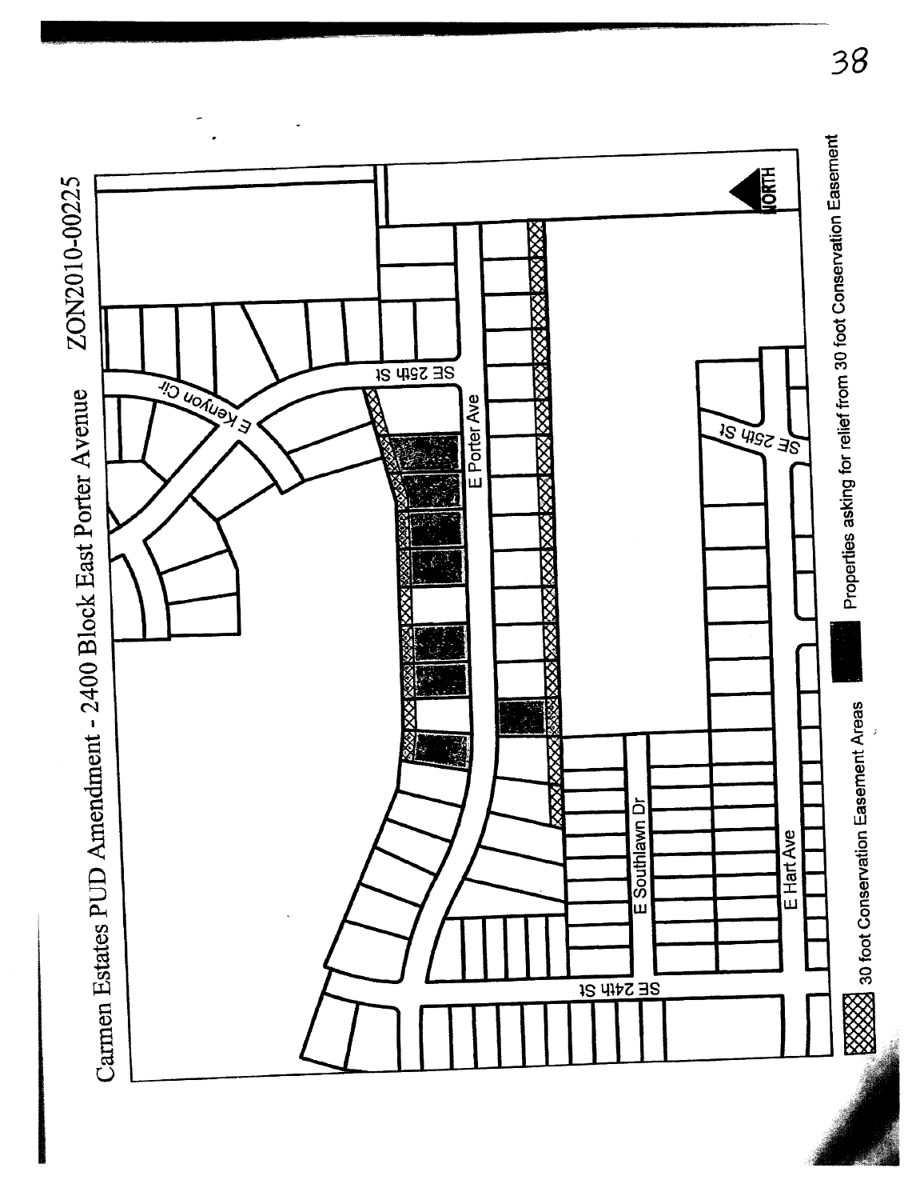# Carmen Estates PUD Amendment - 2400 Block East Porter Avenue ZON2010-00225

E Kenyon Cir

SE 25th St

E Porter Ave

SE 25th St

E Southlawn Dr

E Hart Ave

SE 24th St

NORTH

30 foot Conservation Easement Areas

Properties asking for relief from 30 foot Conservation Easement